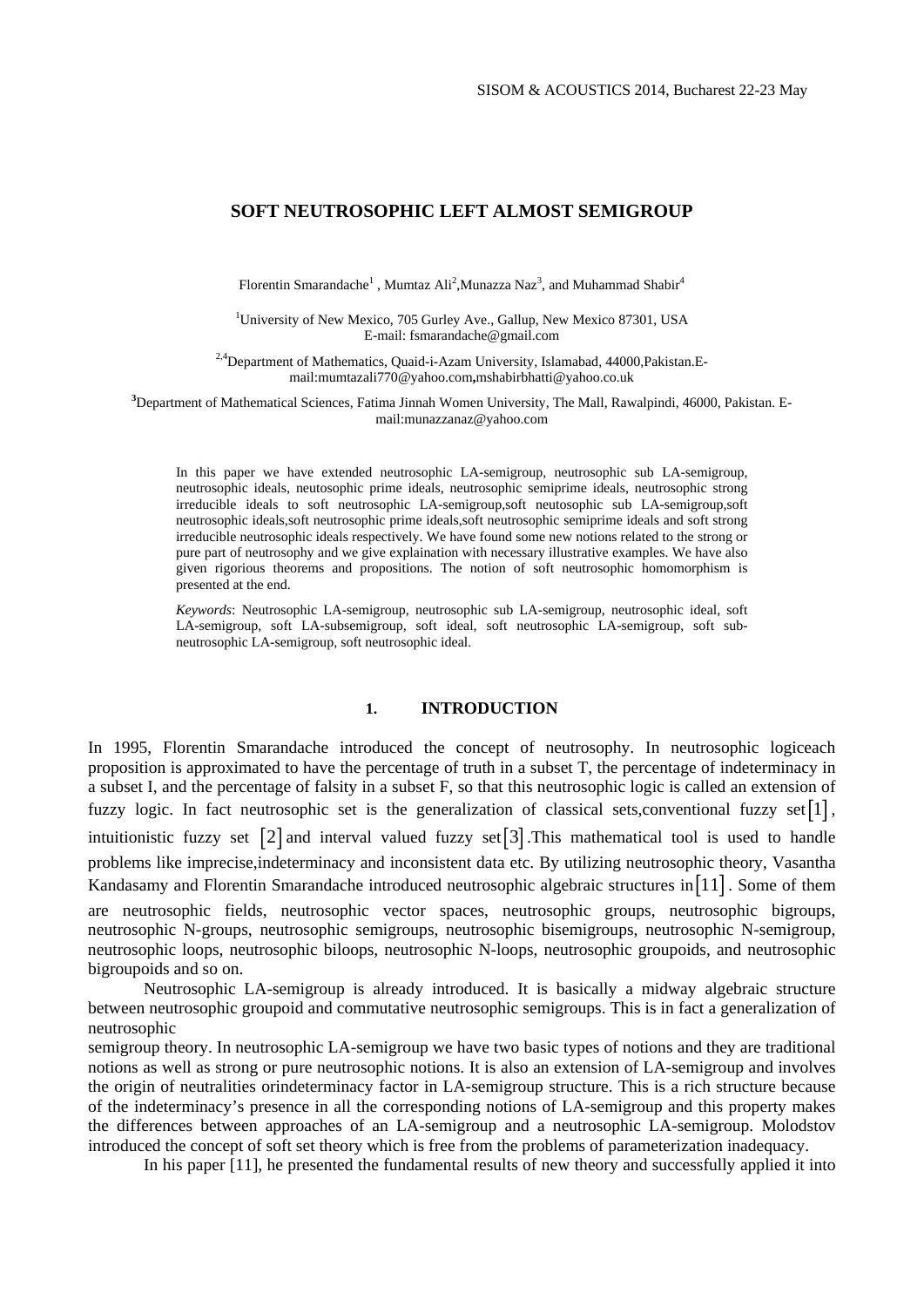# SOFT NEUTROSOPHIC LEFT ALMOST SEMIGROUP

Florentin Smarandache[1] , Mumtaz Ali[2],Munazza Naz[3], and Muhammad Shabir[4]

[1]University of New Mexico, 705 Gurley Ave., Gallup, New Mexico 87301, USA
E-mail: fsmarandache@gmail.com

[2,4]Department of Mathematics, Quaid-i-Azam University, Islamabad, 44000,Pakistan.E-mail:mumtazali770@yahoo.com,mshabirbhatti@yahoo.co.uk

[3]Department of Mathematical Sciences, Fatima Jinnah Women University, The Mall, Rawalpindi, 46000, Pakistan. E-mail:munazzanaz@yahoo.com

In this paper we have extended neutrosophic LA-semigroup, neutrosophic sub LA-semigroup, neutrosophic ideals, neutosophic prime ideals, neutrosophic semiprime ideals, neutrosophic strong irreducible ideals to soft neutrosophic LA-semigroup,soft neutosophic sub LA-semigroup,soft neutrosophic ideals,soft neutrosophic prime ideals,soft neutrosophic semiprime ideals and soft strong irreducible neutrosophic ideals respectively. We have found some new notions related to the strong or pure part of neutrosophy and we give explaination with necessary illustrative examples. We have also given rigorious theorems and propositions. The notion of soft neutrosophic homomorphism is presented at the end.

*Keywords*: Neutrosophic LA-semigroup, neutrosophic sub LA-semigroup, neutrosophic ideal, soft LA-semigroup, soft LA-subsemigroup, soft ideal, soft neutrosophic LA-semigroup, soft sub-neutrosophic LA-semigroup, soft neutrosophic ideal.

## 1. INTRODUCTION

In 1995, Florentin Smarandache introduced the concept of neutrosophy. In neutrosophic logiceach proposition is approximated to have the percentage of truth in a subset T, the percentage of indeterminacy in a subset I, and the percentage of falsity in a subset F, so that this neutrosophic logic is called an extension of fuzzy logic. In fact neutrosophic set is the generalization of classical sets,conventional fuzzy set $[1]$, intuitionistic fuzzy set $[2]$ and interval valued fuzzy set $[3]$.This mathematical tool is used to handle problems like imprecise,indeterminacy and inconsistent data etc. By utilizing neutrosophic theory, Vasantha Kandasamy and Florentin Smarandache introduced neutrosophic algebraic structures in $[11]$. Some of them are neutrosophic fields, neutrosophic vector spaces, neutrosophic groups, neutrosophic bigroups, neutrosophic N-groups, neutrosophic semigroups, neutrosophic bisemigroups, neutrosophic N-semigroup, neutrosophic loops, neutrosophic biloops, neutrosophic N-loops, neutrosophic groupoids, and neutrosophic bigroupoids and so on.

Neutrosophic LA-semigroup is already introduced. It is basically a midway algebraic structure between neutrosophic groupoid and commutative neutrosophic semigroups. This is in fact a generalization of neutrosophic semigroup theory. In neutrosophic LA-semigroup we have two basic types of notions and they are traditional notions as well as strong or pure neutrosophic notions. It is also an extension of LA-semigroup and involves the origin of neutralities orindeterminacy factor in LA-semigroup structure. This is a rich structure because of the indeterminacy's presence in all the corresponding notions of LA-semigroup and this property makes the differences between approaches of an LA-semigroup and a neutrosophic LA-semigroup. Molodstov introduced the concept of soft set theory which is free from the problems of parameterization inadequacy.

In his paper [11], he presented the fundamental results of new theory and successfully applied it into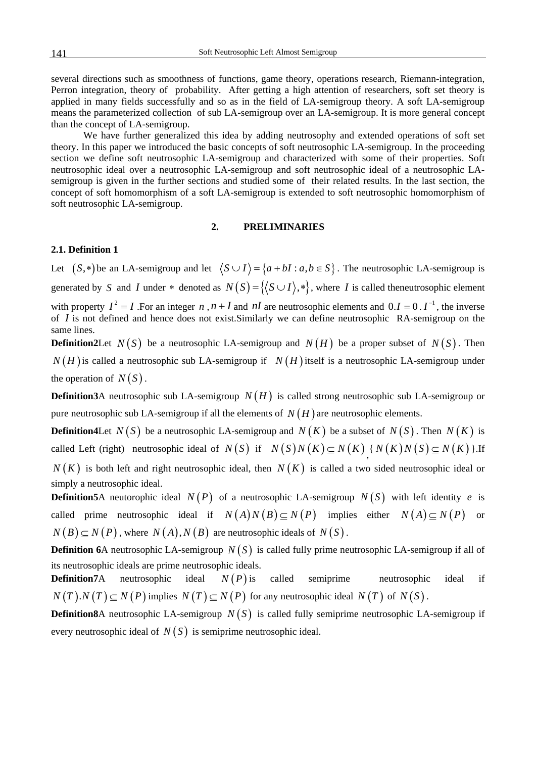several directions such as smoothness of functions, game theory, operations research, Riemann-integration, Perron integration, theory of probability. After getting a high attention of researchers, soft set theory is applied in many fields successfully and so as in the field of LA-semigroup theory. A soft LA-semigroup means the parameterized collection of sub LA-semigroup over an LA-semigroup. It is more general concept than the concept of LA-semigroup.

We have further generalized this idea by adding neutrosophy and extended operations of soft set theory. In this paper we introduced the basic concepts of soft neutrosophic LA-semigroup. In the proceeding section we define soft neutrosophic LA-semigroup and characterized with some of their properties. Soft neutrosophic ideal over a neutrosophic LA-semigroup and soft neutrosophic ideal of a neutrosophic LA-semigroup is given in the further sections and studied some of their related results. In the last section, the concept of soft homomorphism of a soft LA-semigroup is extended to soft neutrosophic homomorphism of soft neutrosophic LA-semigroup.

## 2. PRELIMINARIES

**2.1. Definition 1**

Let $(S,*)$ be an LA-semigroup and let $\langle S \cup I \rangle = \{a+bI : a,b \in S\}$. The neutrosophic LA-semigroup is generated by $S$ and $I$ under $*$ denoted as $N(S) = \{\langle S \cup I \rangle, *\}$, where $I$ is called theneutrosophic element with property $I^2 = I$ .For an integer $n$ , $n+I$ and $nI$ are neutrosophic elements and $0.I = 0$ . $I^{-1}$, the inverse of $I$ is not defined and hence does not exist.Similarly we can define neutrosophic RA-semigroup on the same lines.

**Definition2**Let $N(S)$ be a neutrosophic LA-semigroup and $N(H)$ be a proper subset of $N(S)$. Then $N(H)$ is called a neutrosophic sub LA-semigroup if $N(H)$ itself is a neutrosophic LA-semigroup under the operation of $N(S)$.

**Definition3**A neutrosophic sub LA-semigroup $N(H)$ is called strong neutrosophic sub LA-semigroup or pure neutrosophic sub LA-semigroup if all the elements of $N(H)$ are neutrosophic elements.

**Definition4**Let $N(S)$ be a neutrosophic LA-semigroup and $N(K)$ be a subset of $N(S)$. Then $N(K)$ is called Left (right) neutrosophic ideal of $N(S)$ if $N(S)N(K) \subseteq N(K)$, { $N(K)N(S) \subseteq N(K)$ }.If $N(K)$ is both left and right neutrosophic ideal, then $N(K)$ is called a two sided neutrosophic ideal or simply a neutrosophic ideal.

**Definition5**A neutorophic ideal $N(P)$ of a neutrosophic LA-semigroup $N(S)$ with left identity $e$ is called prime neutrosophic ideal if $N(A)N(B) \subseteq N(P)$ implies either $N(A) \subseteq N(P)$ or $N(B) \subseteq N(P)$, where $N(A), N(B)$ are neutrosophic ideals of $N(S)$.

**Definition 6**A neutrosophic LA-semigroup $N(S)$ is called fully prime neutrosophic LA-semigroup if all of its neutrosophic ideals are prime neutrosophic ideals.

**Definition7**A neutrosophic ideal $N(P)$ is called semiprime neutrosophic ideal if $N(T).N(T) \subseteq N(P)$ implies $N(T) \subseteq N(P)$ for any neutrosophic ideal $N(T)$ of $N(S)$.

**Definition8**A neutrosophic LA-semigroup $N(S)$ is called fully semiprime neutrosophic LA-semigroup if every neutrosophic ideal of $N(S)$ is semiprime neutrosophic ideal.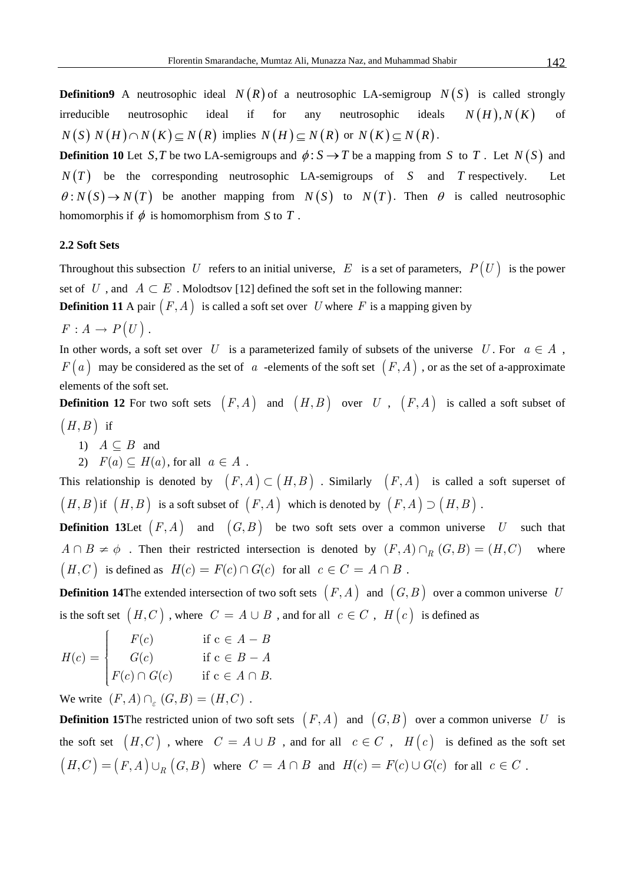**Definition9** A neutrosophic ideal $N(R)$ of a neutrosophic LA-semigroup $N(S)$ is called strongly irreducible neutrosophic ideal if for any neutrosophic ideals $N(H), N(K)$ of $N(S)$ $N(H) \cap N(K) \subseteq N(R)$ implies $N(H) \subseteq N(R)$ or $N(K) \subseteq N(R)$.

**Definition 10** Let $S, T$ be two LA-semigroups and $\phi : S \to T$ be a mapping from $S$ to $T$. Let $N(S)$ and $N(T)$ be the corresponding neutrosophic LA-semigroups of $S$ and $T$ respectively. Let $\theta : N(S) \to N(T)$ be another mapping from $N(S)$ to $N(T)$. Then $\theta$ is called neutrosophic homomorphis if $\phi$ is homomorphism from $S$ to $T$.

### 2.2 Soft Sets

Throughout this subsection $U$ refers to an initial universe, $E$ is a set of parameters, $P(U)$ is the power set of $U$, and $A \subset E$. Molodtsov [12] defined the soft set in the following manner:

**Definition 11** A pair $(F, A)$ is called a soft set over $U$ where $F$ is a mapping given by

$F : A \to P(U)$.

In other words, a soft set over $U$ is a parameterized family of subsets of the universe $U$. For $a \in A$, $F(a)$ may be considered as the set of $a$ -elements of the soft set $(F, A)$, or as the set of a-approximate elements of the soft set.

**Definition 12** For two soft sets $(F, A)$ and $(H, B)$ over $U$, $(F, A)$ is called a soft subset of $(H, B)$ if

1) $A \subseteq B$ and
2) $F(a) \subseteq H(a)$, for all $a \in A$.

This relationship is denoted by $(F, A) \subset (H, B)$. Similarly $(F, A)$ is called a soft superset of $(H, B)$ if $(H, B)$ is a soft subset of $(F, A)$ which is denoted by $(F, A) \supset (H, B)$.

**Definition 13**Let $(F, A)$ and $(G, B)$ be two soft sets over a common universe $U$ such that $A \cap B \neq \phi$. Then their restricted intersection is denoted by $(F, A) \cap_R (G, B) = (H, C)$ where $(H, C)$ is defined as $H(c) = F(c) \cap G(c)$ for all $c \in C = A \cap B$.

**Definition 14**The extended intersection of two soft sets $(F, A)$ and $(G, B)$ over a common universe $U$ is the soft set $(H, C)$, where $C = A \cup B$, and for all $c \in C$, $H(c)$ is defined as

$$H(c) = \begin{cases} F(c) & \text{if c} \in A - B \\ G(c) & \text{if c} \in B - A \\ F(c) \cap G(c) & \text{if c} \in A \cap B. \end{cases}$$

We write $(F, A) \cap_\varepsilon (G, B) = (H, C)$.

**Definition 15**The restricted union of two soft sets $(F, A)$ and $(G, B)$ over a common universe $U$ is the soft set $(H, C)$, where $C = A \cup B$, and for all $c \in C$, $H(c)$ is defined as the soft set $(H, C) = (F, A) \cup_R (G, B)$ where $C = A \cap B$ and $H(c) = F(c) \cup G(c)$ for all $c \in C$.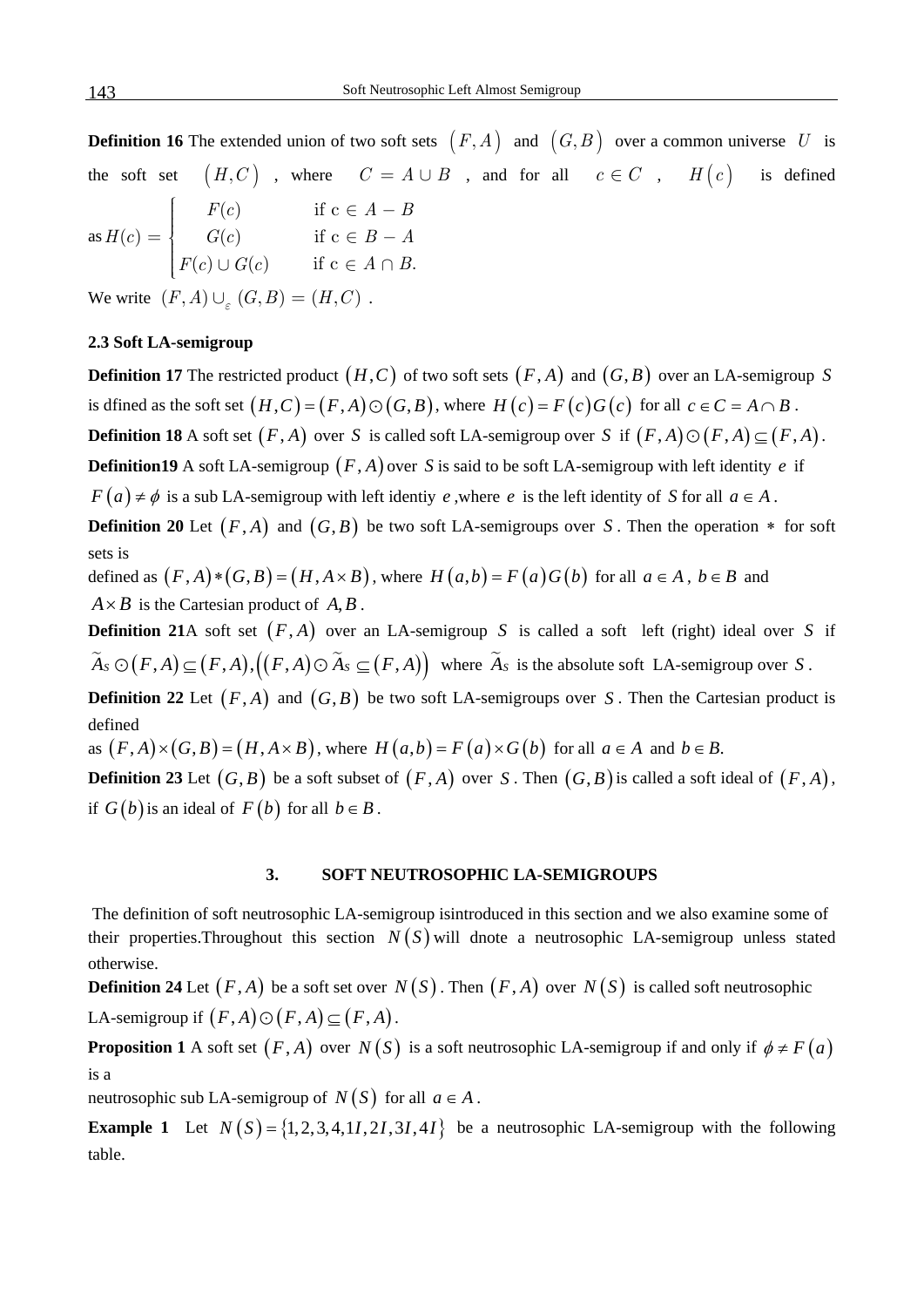**Definition 16** The extended union of two soft sets $(F, A)$ and $(G, B)$ over a common universe $U$ is the soft set $(H, C)$, where $C = A \cup B$, and for all $c \in C$, $H(c)$ is defined as $H(c) = \begin{cases} F(c) & \text{if } c \in A - B \\ G(c) & \text{if } c \in B - A \\ F(c) \cup G(c) & \text{if } c \in A \cap B. \end{cases}$

We write $(F, A) \cup_{\varepsilon} (G, B) = (H, C)$.

### 2.3 Soft LA-semigroup

**Definition 17** The restricted product $(H, C)$ of two soft sets $(F, A)$ and $(G, B)$ over an LA-semigroup $S$ is dfined as the soft set $(H, C) = (F, A) \odot (G, B)$, where $H(c) = F(c)G(c)$ for all $c \in C = A \cap B$.

**Definition 18** A soft set $(F, A)$ over $S$ is called soft LA-semigroup over $S$ if $(F, A) \odot (F, A) \subseteq (F, A)$.

**Definition19** A soft LA-semigroup $(F, A)$ over $S$ is said to be soft LA-semigroup with left identity $e$ if $F(a) \neq \phi$ is a sub LA-semigroup with left identiy $e$, where $e$ is the left identity of $S$ for all $a \in A$.

**Definition 20** Let $(F, A)$ and $(G, B)$ be two soft LA-semigroups over $S$. Then the operation $*$ for soft sets is defined as $(F, A) * (G, B) = (H, A \times B)$, where $H(a, b) = F(a)G(b)$ for all $a \in A$, $b \in B$ and $A \times B$ is the Cartesian product of $A, B$.

**Definition 21** A soft set $(F, A)$ over an LA-semigroup $S$ is called a soft left (right) ideal over $S$ if $\widetilde{A}_S \odot (F, A) \subseteq (F, A), \left((F, A) \odot \widetilde{A}_S \subseteq (F, A)\right)$ where $\widetilde{A}_S$ is the absolute soft LA-semigroup over $S$.

**Definition 22** Let $(F, A)$ and $(G, B)$ be two soft LA-semigroups over $S$. Then the Cartesian product is defined as $(F, A) \times (G, B) = (H, A \times B)$, where $H(a, b) = F(a) \times G(b)$ for all $a \in A$ and $b \in B$.

**Definition 23** Let $(G, B)$ be a soft subset of $(F, A)$ over $S$. Then $(G, B)$ is called a soft ideal of $(F, A)$, if $G(b)$ is an ideal of $F(b)$ for all $b \in B$.

## 3. SOFT NEUTROSOPHIC LA-SEMIGROUPS

The definition of soft neutrosophic LA-semigroup isintroduced in this section and we also examine some of their properties.Throughout this section $N(S)$ will dnote a neutrosophic LA-semigroup unless stated otherwise.

**Definition 24** Let $(F, A)$ be a soft set over $N(S)$. Then $(F, A)$ over $N(S)$ is called soft neutrosophic LA-semigroup if $(F, A) \odot (F, A) \subseteq (F, A)$.

**Proposition 1** A soft set $(F, A)$ over $N(S)$ is a soft neutrosophic LA-semigroup if and only if $\phi \neq F(a)$ is a neutrosophic sub LA-semigroup of $N(S)$ for all $a \in A$.

**Example 1** Let $N(S) = \{1, 2, 3, 4, 1I, 2I, 3I, 4I\}$ be a neutrosophic LA-semigroup with the following table.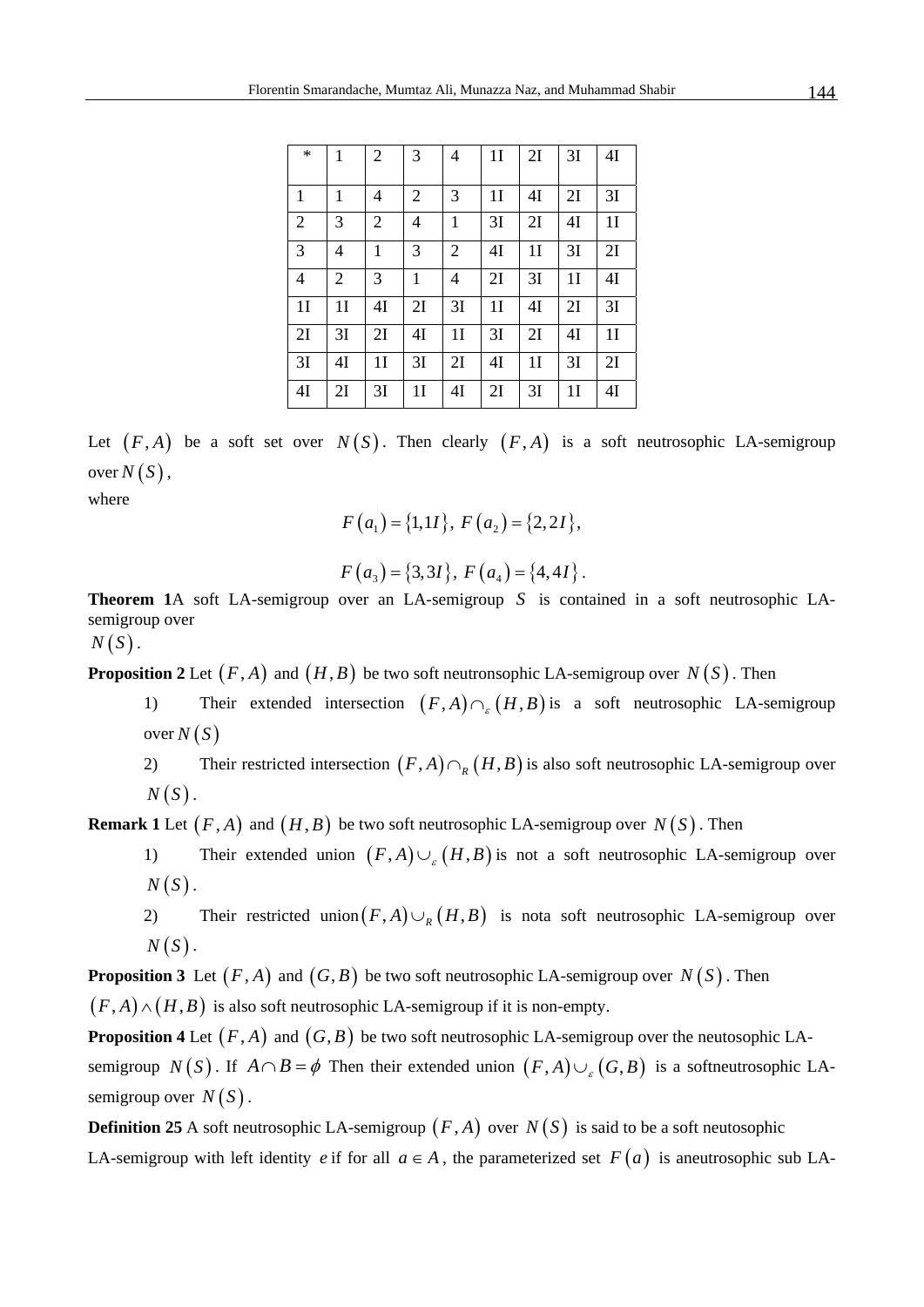| * | 1 | 2 | 3 | 4 | 1I | 2I | 3I | 4I |
|---|---|---|---|---|---|---|---|---|
| 1 | 1 | 4 | 2 | 3 | 1I | 4I | 2I | 3I |
| 2 | 3 | 2 | 4 | 1 | 3I | 2I | 4I | 1I |
| 3 | 4 | 1 | 3 | 2 | 4I | 1I | 3I | 2I |
| 4 | 2 | 3 | 1 | 4 | 2I | 3I | 1I | 4I |
| 1I | 1I | 4I | 2I | 3I | 1I | 4I | 2I | 3I |
| 2I | 3I | 2I | 4I | 1I | 3I | 2I | 4I | 1I |
| 3I | 4I | 1I | 3I | 2I | 4I | 1I | 3I | 2I |
| 4I | 2I | 3I | 1I | 4I | 2I | 3I | 1I | 4I |

Let $(F,A)$ be a soft set over $N(S)$. Then clearly $(F,A)$ is a soft neutrosophic LA-semigroup over $N(S)$,

where

$$F(a_1)=\{1,1I\},\ F(a_2)=\{2,2I\},$$

$$F(a_3)=\{3,3I\},\ F(a_4)=\{4,4I\}.$$

**Theorem 1**A soft LA-semigroup over an LA-semigroup $S$ is contained in a soft neutrosophic LA-semigroup over
$N(S)$.

**Proposition 2** Let $(F,A)$ and $(H,B)$ be two soft neutronsophic LA-semigroup over $N(S)$. Then

1) Their extended intersection $(F,A)\cap_{\varepsilon}(H,B)$ is a soft neutrosophic LA-semigroup over $N(S)$
2) Their restricted intersection $(F,A)\cap_{R}(H,B)$ is also soft neutrosophic LA-semigroup over $N(S)$.

**Remark 1** Let $(F,A)$ and $(H,B)$ be two soft neutrosophic LA-semigroup over $N(S)$. Then

1) Their extended union $(F,A)\cup_{\varepsilon}(H,B)$ is not a soft neutrosophic LA-semigroup over $N(S)$.
2) Their restricted union$(F,A)\cup_{R}(H,B)$ is nota soft neutrosophic LA-semigroup over $N(S)$.

**Proposition 3** Let $(F,A)$ and $(G,B)$ be two soft neutrosophic LA-semigroup over $N(S)$. Then $(F,A)\wedge(H,B)$ is also soft neutrosophic LA-semigroup if it is non-empty.

**Proposition 4** Let $(F,A)$ and $(G,B)$ be two soft neutrosophic LA-semigroup over the neutosophic LA-semigroup $N(S)$. If $A\cap B=\phi$ Then their extended union $(F,A)\cup_{\varepsilon}(G,B)$ is a softneutrosophic LA-semigroup over $N(S)$.

**Definition 25** A soft neutrosophic LA-semigroup $(F,A)$ over $N(S)$ is said to be a soft neutosophic LA-semigroup with left identity $e$ if for all $a\in A$, the parameterized set $F(a)$ is aneutrosophic sub LA-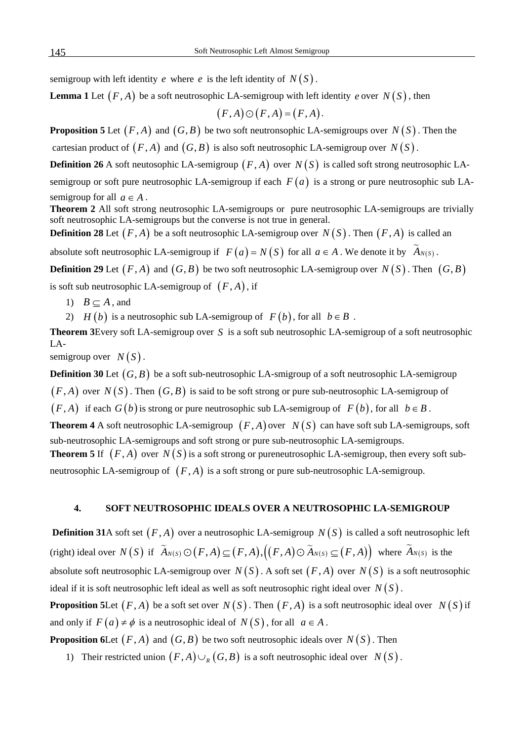semigroup with left identity $e$ where $e$ is the left identity of $N(S)$.

**Lemma 1** Let $(F, A)$ be a soft neutrosophic LA-semigroup with left identity $e$ over $N(S)$, then

$$(F, A) \odot (F, A) = (F, A).$$

**Proposition 5** Let $(F, A)$ and $(G, B)$ be two soft neutronsophic LA-semigroups over $N(S)$. Then the cartesian product of $(F, A)$ and $(G, B)$ is also soft neutrosophic LA-semigroup over $N(S)$.

**Definition 26** A soft neutosophic LA-semigroup $(F, A)$ over $N(S)$ is called soft strong neutrosophic LA-semigroup or soft pure neutrosophic LA-semigroup if each $F(a)$ is a strong or pure neutrosophic sub LA-semigroup for all $a \in A$.

**Theorem 2** All soft strong neutrosophic LA-semigroups or pure neutrosophic LA-semigroups are trivially soft neutrosophic LA-semigroups but the converse is not true in general.

**Definition 28** Let $(F, A)$ be a soft neutrosophic LA-semigroup over $N(S)$. Then $(F, A)$ is called an absolute soft neutrosophic LA-semigroup if $F(a) = N(S)$ for all $a \in A$. We denote it by $\widetilde{A}_{N(S)}$.

**Definition 29** Let $(F, A)$ and $(G, B)$ be two soft neutrosophic LA-semigroup over $N(S)$. Then $(G, B)$ is soft sub neutrosophic LA-semigroup of $(F, A)$, if

1) $B \subseteq A$, and
2) $H(b)$ is a neutrosophic sub LA-semigroup of $F(b)$, for all $b \in B$.

**Theorem 3**Every soft LA-semigroup over $S$ is a soft sub neutrosophic LA-semigroup of a soft neutrosophic LA-
semigroup over $N(S)$.

**Definition 30** Let $(G, B)$ be a soft sub-neutrosophic LA-smigroup of a soft neutrosophic LA-semigroup $(F, A)$ over $N(S)$. Then $(G, B)$ is said to be soft strong or pure sub-neutrosophic LA-semigroup of $(F, A)$ if each $G(b)$ is strong or pure neutrosophic sub LA-semigroup of $F(b)$, for all $b \in B$.

**Theorem 4** A soft neutrosophic LA-semigroup $(F, A)$ over $N(S)$ can have soft sub LA-semigroups, soft sub-neutrosophic LA-semigroups and soft strong or pure sub-neutrosophic LA-semigroups.

**Theorem 5** If $(F, A)$ over $N(S)$ is a soft strong or pureneutrosophic LA-semigroup, then every soft sub-neutrosophic LA-semigroup of $(F, A)$ is a soft strong or pure sub-neutrosophic LA-semigroup.

## 4. SOFT NEUTROSOPHIC IDEALS OVER A NEUTROSOPHIC LA-SEMIGROUP

**Definition 31**A soft set $(F, A)$ over a neutrosophic LA-semigroup $N(S)$ is called a soft neutrosophic left (right) ideal over $N(S)$ if $\widetilde{A}_{N(S)} \odot (F, A) \subseteq (F, A), \left((F, A) \odot \widetilde{A}_{N(S)} \subseteq (F, A)\right)$ where $\widetilde{A}_{N(S)}$ is the absolute soft neutrosophic LA-semigroup over $N(S)$. A soft set $(F, A)$ over $N(S)$ is a soft neutrosophic ideal if it is soft neutrosophic left ideal as well as soft neutrosophic right ideal over $N(S)$.

**Proposition 5**Let $(F, A)$ be a soft set over $N(S)$. Then $(F, A)$ is a soft neutrosophic ideal over $N(S)$ if and only if $F(a) \neq \phi$ is a neutrosophic ideal of $N(S)$, for all $a \in A$.

**Proposition 6**Let $(F, A)$ and $(G, B)$ be two soft neutrosophic ideals over $N(S)$. Then

1) Their restricted union $(F, A) \cup_R (G, B)$ is a soft neutrosophic ideal over $N(S)$.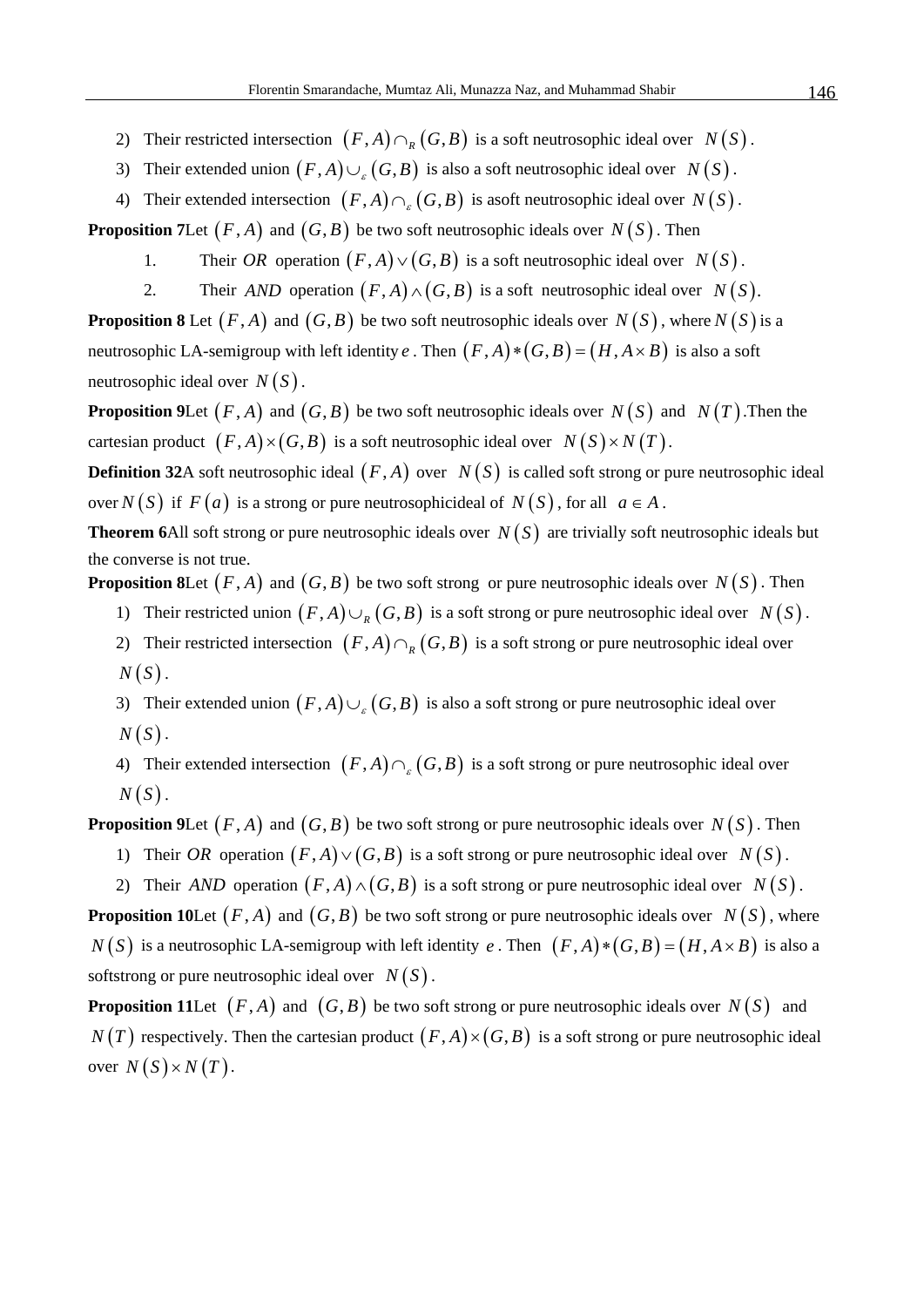2) Their restricted intersection $(F,A)\cap_R(G,B)$ is a soft neutrosophic ideal over $N(S)$.

3) Their extended union $(F,A)\cup_\varepsilon(G,B)$ is also a soft neutrosophic ideal over $N(S)$.

4) Their extended intersection $(F,A)\cap_\varepsilon(G,B)$ is asoft neutrosophic ideal over $N(S)$.

**Proposition 7**Let $(F,A)$ and $(G,B)$ be two soft neutrosophic ideals over $N(S)$. Then

1. Their $OR$ operation $(F,A)\vee(G,B)$ is a soft neutrosophic ideal over $N(S)$.
2. Their $AND$ operation $(F,A)\wedge(G,B)$ is a soft neutrosophic ideal over $N(S)$.

**Proposition 8** Let $(F,A)$ and $(G,B)$ be two soft neutrosophic ideals over $N(S)$, where $N(S)$ is a neutrosophic LA-semigroup with left identity $e$. Then $(F,A)*(G,B)=(H,A\times B)$ is also a soft neutrosophic ideal over $N(S)$.

**Proposition 9**Let $(F,A)$ and $(G,B)$ be two soft neutrosophic ideals over $N(S)$ and $N(T)$.Then the cartesian product $(F,A)\times(G,B)$ is a soft neutrosophic ideal over $N(S)\times N(T)$.

**Definition 32**A soft neutrosophic ideal $(F,A)$ over $N(S)$ is called soft strong or pure neutrosophic ideal over $N(S)$ if $F(a)$ is a strong or pure neutrosophicideal of $N(S)$, for all $a\in A$.

**Theorem 6**All soft strong or pure neutrosophic ideals over $N(S)$ are trivially soft neutrosophic ideals but the converse is not true.

**Proposition 8**Let $(F,A)$ and $(G,B)$ be two soft strong or pure neutrosophic ideals over $N(S)$. Then

1) Their restricted union $(F,A)\cup_R(G,B)$ is a soft strong or pure neutrosophic ideal over $N(S)$.

2) Their restricted intersection $(F,A)\cap_R(G,B)$ is a soft strong or pure neutrosophic ideal over $N(S)$.

3) Their extended union $(F,A)\cup_\varepsilon(G,B)$ is also a soft strong or pure neutrosophic ideal over $N(S)$.

4) Their extended intersection $(F,A)\cap_\varepsilon(G,B)$ is a soft strong or pure neutrosophic ideal over $N(S)$.

**Proposition 9**Let $(F,A)$ and $(G,B)$ be two soft strong or pure neutrosophic ideals over $N(S)$. Then

1) Their $OR$ operation $(F,A)\vee(G,B)$ is a soft strong or pure neutrosophic ideal over $N(S)$.

2) Their $AND$ operation $(F,A)\wedge(G,B)$ is a soft strong or pure neutrosophic ideal over $N(S)$.

**Proposition 10**Let $(F,A)$ and $(G,B)$ be two soft strong or pure neutrosophic ideals over $N(S)$, where $N(S)$ is a neutrosophic LA-semigroup with left identity $e$. Then $(F,A)*(G,B)=(H,A\times B)$ is also a softstrong or pure neutrosophic ideal over $N(S)$.

**Proposition 11**Let $(F,A)$ and $(G,B)$ be two soft strong or pure neutrosophic ideals over $N(S)$ and $N(T)$ respectively. Then the cartesian product $(F,A)\times(G,B)$ is a soft strong or pure neutrosophic ideal over $N(S)\times N(T)$.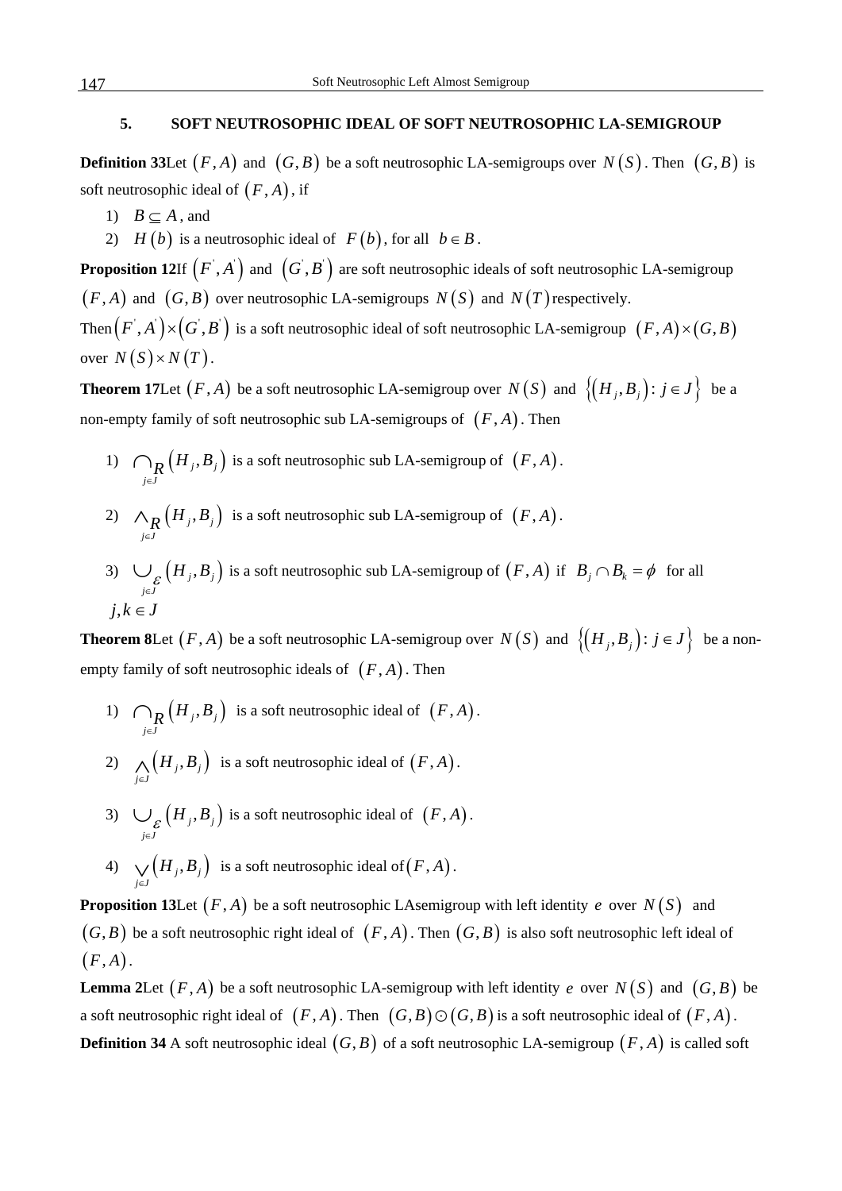## 5. SOFT NEUTROSOPHIC IDEAL OF SOFT NEUTROSOPHIC LA-SEMIGROUP

**Definition 33** Let $(F,A)$ and $(G,B)$ be a soft neutrosophic LA-semigroups over $N(S)$. Then $(G,B)$ is soft neutrosophic ideal of $(F,A)$, if

1) $B \subseteq A$, and
2) $H(b)$ is a neutrosophic ideal of $F(b)$, for all $b \in B$.

**Proposition 12** If $(F',A')$ and $(G',B')$ are soft neutrosophic ideals of soft neutrosophic LA-semigroup $(F,A)$ and $(G,B)$ over neutrosophic LA-semigroups $N(S)$ and $N(T)$ respectively. Then $(F',A')\times(G',B')$ is a soft neutrosophic ideal of soft neutrosophic LA-semigroup $(F,A)\times(G,B)$ over $N(S)\times N(T)$.

**Theorem 17** Let $(F,A)$ be a soft neutrosophic LA-semigroup over $N(S)$ and $\{(H_j,B_j): j \in J\}$ be a non-empty family of soft neutrosophic sub LA-semigroups of $(F,A)$. Then

1) $\bigcap_{R\, j\in J}(H_j,B_j)$ is a soft neutrosophic sub LA-semigroup of $(F,A)$.
2) $\wedge_{R\, j\in J}(H_j,B_j)$ is a soft neutrosophic sub LA-semigroup of $(F,A)$.
3) $\bigcup_{\varepsilon\, j\in J}(H_j,B_j)$ is a soft neutrosophic sub LA-semigroup of $(F,A)$ if $B_j \cap B_k = \phi$ for all $j,k \in J$

**Theorem 8** Let $(F,A)$ be a soft neutrosophic LA-semigroup over $N(S)$ and $\{(H_j,B_j): j \in J\}$ be a non-empty family of soft neutrosophic ideals of $(F,A)$. Then

1) $\bigcap_{R\, j\in J}(H_j,B_j)$ is a soft neutrosophic ideal of $(F,A)$.
2) $\bigwedge_{j\in J}(H_j,B_j)$ is a soft neutrosophic ideal of $(F,A)$.
3) $\bigcup_{\varepsilon\, j\in J}(H_j,B_j)$ is a soft neutrosophic ideal of $(F,A)$.
4) $\bigvee_{j\in J}(H_j,B_j)$ is a soft neutrosophic ideal of $(F,A)$.

**Proposition 13** Let $(F,A)$ be a soft neutrosophic LAsemigroup with left identity $e$ over $N(S)$ and $(G,B)$ be a soft neutrosophic right ideal of $(F,A)$. Then $(G,B)$ is also soft neutrosophic left ideal of $(F,A)$.

**Lemma 2** Let $(F,A)$ be a soft neutrosophic LA-semigroup with left identity $e$ over $N(S)$ and $(G,B)$ be a soft neutrosophic right ideal of $(F,A)$. Then $(G,B)\odot(G,B)$ is a soft neutrosophic ideal of $(F,A)$.

**Definition 34** A soft neutrosophic ideal $(G,B)$ of a soft neutrosophic LA-semigroup $(F,A)$ is called soft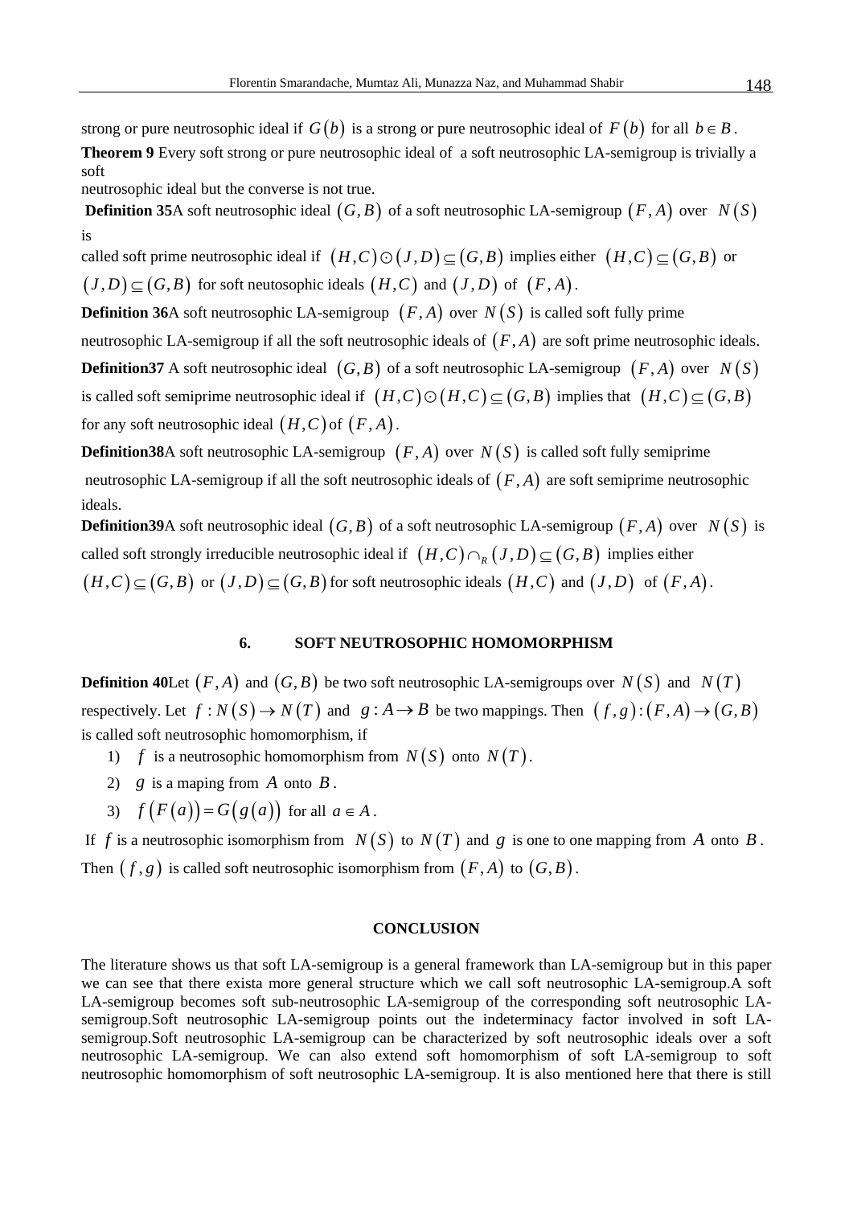strong or pure neutrosophic ideal if $G(b)$ is a strong or pure neutrosophic ideal of $F(b)$ for all $b \in B$.

**Theorem 9** Every soft strong or pure neutrosophic ideal of a soft neutrosophic LA-semigroup is trivially a soft neutrosophic ideal but the converse is not true.

**Definition 35**A soft neutrosophic ideal $(G,B)$ of a soft neutrosophic LA-semigroup $(F,A)$ over $N(S)$ is called soft prime neutrosophic ideal if $(H,C)\odot(J,D)\subseteq(G,B)$ implies either $(H,C)\subseteq(G,B)$ or $(J,D)\subseteq(G,B)$ for soft neutosophic ideals $(H,C)$ and $(J,D)$ of $(F,A)$.

**Definition 36**A soft neutrosophic LA-semigroup $(F,A)$ over $N(S)$ is called soft fully prime neutrosophic LA-semigroup if all the soft neutrosophic ideals of $(F,A)$ are soft prime neutrosophic ideals.

**Definition37** A soft neutrosophic ideal $(G,B)$ of a soft neutrosophic LA-semigroup $(F,A)$ over $N(S)$ is called soft semiprime neutrosophic ideal if $(H,C)\odot(H,C)\subseteq(G,B)$ implies that $(H,C)\subseteq(G,B)$ for any soft neutrosophic ideal $(H,C)$ of $(F,A)$.

**Definition38**A soft neutrosophic LA-semigroup $(F,A)$ over $N(S)$ is called soft fully semiprime neutrosophic LA-semigroup if all the soft neutrosophic ideals of $(F,A)$ are soft semiprime neutrosophic ideals.

**Definition39**A soft neutrosophic ideal $(G,B)$ of a soft neutrosophic LA-semigroup $(F,A)$ over $N(S)$ is called soft strongly irreducible neutrosophic ideal if $(H,C)\cap_R(J,D)\subseteq(G,B)$ implies either $(H,C)\subseteq(G,B)$ or $(J,D)\subseteq(G,B)$ for soft neutrosophic ideals $(H,C)$ and $(J,D)$ of $(F,A)$.

## 6. SOFT NEUTROSOPHIC HOMOMORPHISM

**Definition 40**Let $(F,A)$ and $(G,B)$ be two soft neutrosophic LA-semigroups over $N(S)$ and $N(T)$ respectively. Let $f:N(S)\to N(T)$ and $g:A\to B$ be two mappings. Then $(f,g):(F,A)\to(G,B)$ is called soft neutrosophic homomorphism, if

1) $f$ is a neutrosophic homomorphism from $N(S)$ onto $N(T)$.
2) $g$ is a maping from $A$ onto $B$.
3) $f(F(a))=G(g(a))$ for all $a \in A$.

If $f$ is a neutrosophic isomorphism from $N(S)$ to $N(T)$ and $g$ is one to one mapping from $A$ onto $B$. Then $(f,g)$ is called soft neutrosophic isomorphism from $(F,A)$ to $(G,B)$.

## CONCLUSION

The literature shows us that soft LA-semigroup is a general framework than LA-semigroup but in this paper we can see that there exista more general structure which we call soft neutrosophic LA-semigroup.A soft LA-semigroup becomes soft sub-neutrosophic LA-semigroup of the corresponding soft neutrosophic LA-semigroup.Soft neutrosophic LA-semigroup points out the indeterminacy factor involved in soft LA-semigroup.Soft neutrosophic LA-semigroup can be characterized by soft neutrosophic ideals over a soft neutrosophic LA-semigroup. We can also extend soft homomorphism of soft LA-semigroup to soft neutrosophic homomorphism of soft neutrosophic LA-semigroup. It is also mentioned here that there is still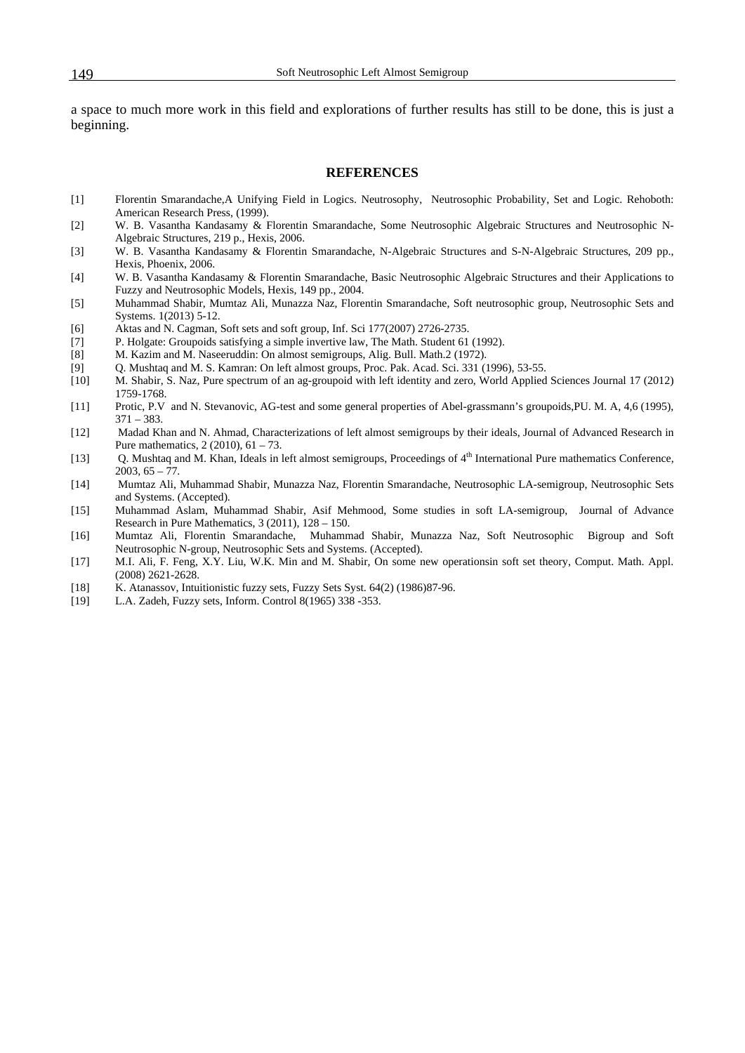a space to much more work in this field and explorations of further results has still to be done, this is just a beginning.

## REFERENCES

[1] Florentin Smarandache,A Unifying Field in Logics. Neutrosophy, Neutrosophic Probability, Set and Logic. Rehoboth: American Research Press, (1999).

[2] W. B. Vasantha Kandasamy & Florentin Smarandache, Some Neutrosophic Algebraic Structures and Neutrosophic N-Algebraic Structures, 219 p., Hexis, 2006.

[3] W. B. Vasantha Kandasamy & Florentin Smarandache, N-Algebraic Structures and S-N-Algebraic Structures, 209 pp., Hexis, Phoenix, 2006.

[4] W. B. Vasantha Kandasamy & Florentin Smarandache, Basic Neutrosophic Algebraic Structures and their Applications to Fuzzy and Neutrosophic Models, Hexis, 149 pp., 2004.

[5] Muhammad Shabir, Mumtaz Ali, Munazza Naz, Florentin Smarandache, Soft neutrosophic group, Neutrosophic Sets and Systems. 1(2013) 5-12.

[6] Aktas and N. Cagman, Soft sets and soft group, Inf. Sci 177(2007) 2726-2735.

[7] P. Holgate: Groupoids satisfying a simple invertive law, The Math. Student 61 (1992).

[8] M. Kazim and M. Naseeruddin: On almost semigroups, Alig. Bull. Math.2 (1972).

[9] Q. Mushtaq and M. S. Kamran: On left almost groups, Proc. Pak. Acad. Sci. 331 (1996), 53-55.

[10] M. Shabir, S. Naz, Pure spectrum of an ag-groupoid with left identity and zero, World Applied Sciences Journal 17 (2012) 1759-1768.

[11] Protic, P.V and N. Stevanovic, AG-test and some general properties of Abel-grassmann's groupoids,PU. M. A, 4,6 (1995), 371 – 383.

[12] Madad Khan and N. Ahmad, Characterizations of left almost semigroups by their ideals, Journal of Advanced Research in Pure mathematics, 2 (2010), 61 – 73.

[13] Q. Mushtaq and M. Khan, Ideals in left almost semigroups, Proceedings of 4th International Pure mathematics Conference, 2003, 65 – 77.

[14] Mumtaz Ali, Muhammad Shabir, Munazza Naz, Florentin Smarandache, Neutrosophic LA-semigroup, Neutrosophic Sets and Systems. (Accepted).

[15] Muhammad Aslam, Muhammad Shabir, Asif Mehmood, Some studies in soft LA-semigroup, Journal of Advance Research in Pure Mathematics, 3 (2011), 128 – 150.

[16] Mumtaz Ali, Florentin Smarandache, Muhammad Shabir, Munazza Naz, Soft Neutrosophic Bigroup and Soft Neutrosophic N-group, Neutrosophic Sets and Systems. (Accepted).

[17] M.I. Ali, F. Feng, X.Y. Liu, W.K. Min and M. Shabir, On some new operationsin soft set theory, Comput. Math. Appl. (2008) 2621-2628.

[18] K. Atanassov, Intuitionistic fuzzy sets, Fuzzy Sets Syst. 64(2) (1986)87-96.

[19] L.A. Zadeh, Fuzzy sets, Inform. Control 8(1965) 338 -353.